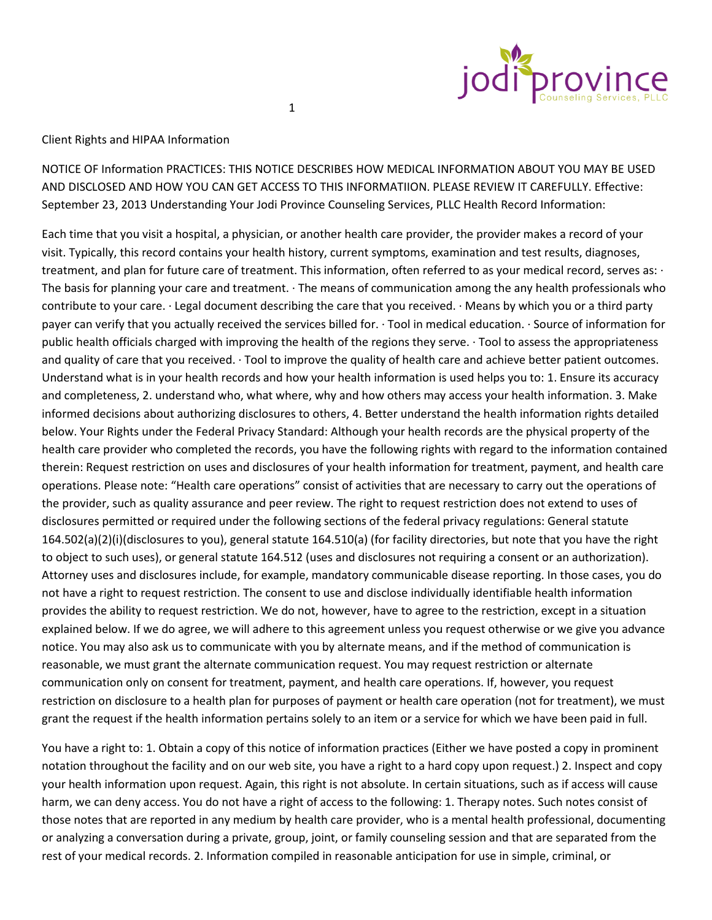Client Rights and HIPAA Information

NOTICE OF Information PRACTICES: THIS NOTICE DESCRIBES HOW MEDICAL INFORMATION ABOUT YOU MAY BE USED AND DISCLOSED AND HOW YOU CAN GET ACCESS TO THIS INFORMATIION. PLEASE REVIEW IT CAREFULLY. Effective: September 23, 2013 Understanding Your Jodi Province Counseling Services, PLLC Health Record Information:

Each time that you visit a hospital, a physician, or another health care provider, the provider makes a record of your visit. Typically, this record contains your health history, current symptoms, examination and test results, diagnoses, treatment, and plan for future care of treatment. This information, often referred to as your medical record, serves as: · The basis for planning your care and treatment. · The means of communication among the any health professionals who contribute to your care. · Legal document describing the care that you received. · Means by which you or a third party payer can verify that you actually received the services billed for. · Tool in medical education. · Source of information for public health officials charged with improving the health of the regions they serve. · Tool to assess the appropriateness and quality of care that you received. · Tool to improve the quality of health care and achieve better patient outcomes. Understand what is in your health records and how your health information is used helps you to: 1. Ensure its accuracy and completeness, 2. understand who, what where, why and how others may access your health information. 3. Make informed decisions about authorizing disclosures to others, 4. Better understand the health information rights detailed below. Your Rights under the Federal Privacy Standard: Although your health records are the physical property of the health care provider who completed the records, you have the following rights with regard to the information contained therein: Request restriction on uses and disclosures of your health information for treatment, payment, and health care operations. Please note: "Health care operations" consist of activities that are necessary to carry out the operations of the provider, such as quality assurance and peer review. The right to request restriction does not extend to uses of disclosures permitted or required under the following sections of the federal privacy regulations: General statute 164.502(a)(2)(i)(disclosures to you), general statute 164.510(a) (for facility directories, but note that you have the right to object to such uses), or general statute 164.512 (uses and disclosures not requiring a consent or an authorization). Attorney uses and disclosures include, for example, mandatory communicable disease reporting. In those cases, you do not have a right to request restriction. The consent to use and disclose individually identifiable health information provides the ability to request restriction. We do not, however, have to agree to the restriction, except in a situation explained below. If we do agree, we will adhere to this agreement unless you request otherwise or we give you advance notice. You may also ask us to communicate with you by alternate means, and if the method of communication is reasonable, we must grant the alternate communication request. You may request restriction or alternate communication only on consent for treatment, payment, and health care operations. If, however, you request restriction on disclosure to a health plan for purposes of payment or health care operation (not for treatment), we must grant the request if the health information pertains solely to an item or a service for which we have been paid in full.

You have a right to: 1. Obtain a copy of this notice of information practices (Either we have posted a copy in prominent notation throughout the facility and on our web site, you have a right to a hard copy upon request.) 2. Inspect and copy your health information upon request. Again, this right is not absolute. In certain situations, such as if access will cause harm, we can deny access. You do not have a right of access to the following: 1. Therapy notes. Such notes consist of those notes that are reported in any medium by health care provider, who is a mental health professional, documenting or analyzing a conversation during a private, group, joint, or family counseling session and that are separated from the rest of your medical records. 2. Information compiled in reasonable anticipation for use in simple, criminal, or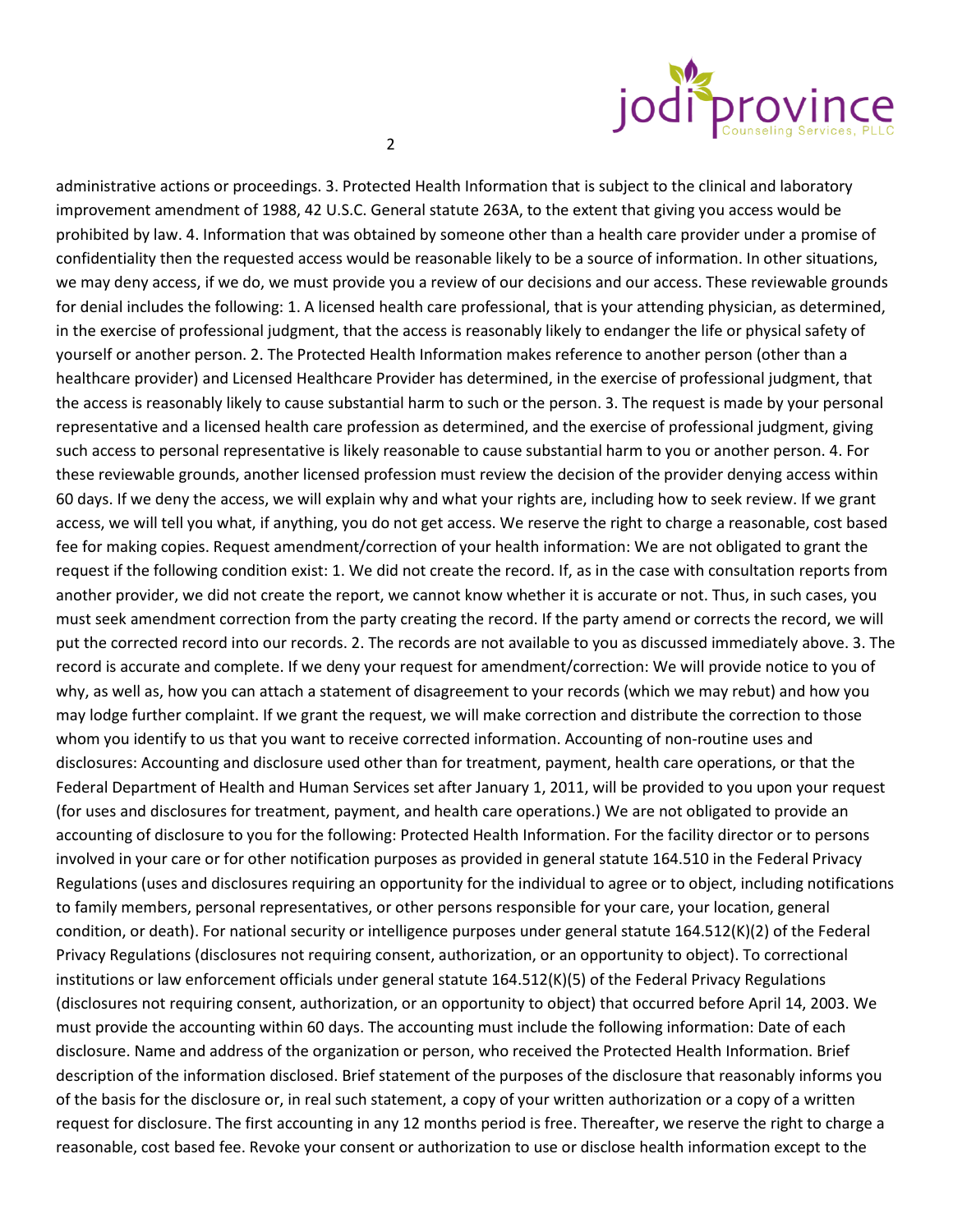administrative actions or proceedings. 3. Protected Health Information that is subject to the clinical and laboratory improvement amendment of 1988, 42 U.S.C. General statute 263A, to the extent that giving you access would be prohibited by law. 4. Information that was obtained by someone other than a health care provider under a promise of confidentiality then the requested access would be reasonable likely to be a source of information. In other situations, we may deny access, if we do, we must provide you a review of our decisions and our access. These reviewable grounds for denial includes the following: 1. A licensed health care professional, that is your attending physician, as determined, in the exercise of professional judgment, that the access is reasonably likely to endanger the life or physical safety of yourself or another person. 2. The Protected Health Information makes reference to another person (other than a healthcare provider) and Licensed Healthcare Provider has determined, in the exercise of professional judgment, that the access is reasonably likely to cause substantial harm to such or the person. 3. The request is made by your personal representative and a licensed health care profession as determined, and the exercise of professional judgment, giving such access to personal representative is likely reasonable to cause substantial harm to you or another person. 4. For these reviewable grounds, another licensed profession must review the decision of the provider denying access within 60 days. If we deny the access, we will explain why and what your rights are, including how to seek review. If we grant access, we will tell you what, if anything, you do not get access. We reserve the right to charge a reasonable, cost based fee for making copies. Request amendment/correction of your health information: We are not obligated to grant the request if the following condition exist: 1. We did not create the record. If, as in the case with consultation reports from another provider, we did not create the report, we cannot know whether it is accurate or not. Thus, in such cases, you must seek amendment correction from the party creating the record. If the party amend or corrects the record, we will put the corrected record into our records. 2. The records are not available to you as discussed immediately above. 3. The record is accurate and complete. If we deny your request for amendment/correction: We will provide notice to you of why, as well as, how you can attach a statement of disagreement to your records (which we may rebut) and how you may lodge further complaint. If we grant the request, we will make correction and distribute the correction to those whom you identify to us that you want to receive corrected information. Accounting of non-routine uses and disclosures: Accounting and disclosure used other than for treatment, payment, health care operations, or that the Federal Department of Health and Human Services set after January 1, 2011, will be provided to you upon your request (for uses and disclosures for treatment, payment, and health care operations.) We are not obligated to provide an accounting of disclosure to you for the following: Protected Health Information. For the facility director or to persons involved in your care or for other notification purposes as provided in general statute 164.510 in the Federal Privacy Regulations (uses and disclosures requiring an opportunity for the individual to agree or to object, including notifications to family members, personal representatives, or other persons responsible for your care, your location, general condition, or death). For national security or intelligence purposes under general statute 164.512(K)(2) of the Federal Privacy Regulations (disclosures not requiring consent, authorization, or an opportunity to object). To correctional institutions or law enforcement officials under general statute 164.512(K)(5) of the Federal Privacy Regulations (disclosures not requiring consent, authorization, or an opportunity to object) that occurred before April 14, 2003. We must provide the accounting within 60 days. The accounting must include the following information: Date of each disclosure. Name and address of the organization or person, who received the Protected Health Information. Brief description of the information disclosed. Brief statement of the purposes of the disclosure that reasonably informs you of the basis for the disclosure or, in real such statement, a copy of your written authorization or a copy of a written request for disclosure. The first accounting in any 12 months period is free. Thereafter, we reserve the right to charge a reasonable, cost based fee. Revoke your consent or authorization to use or disclose health information except to the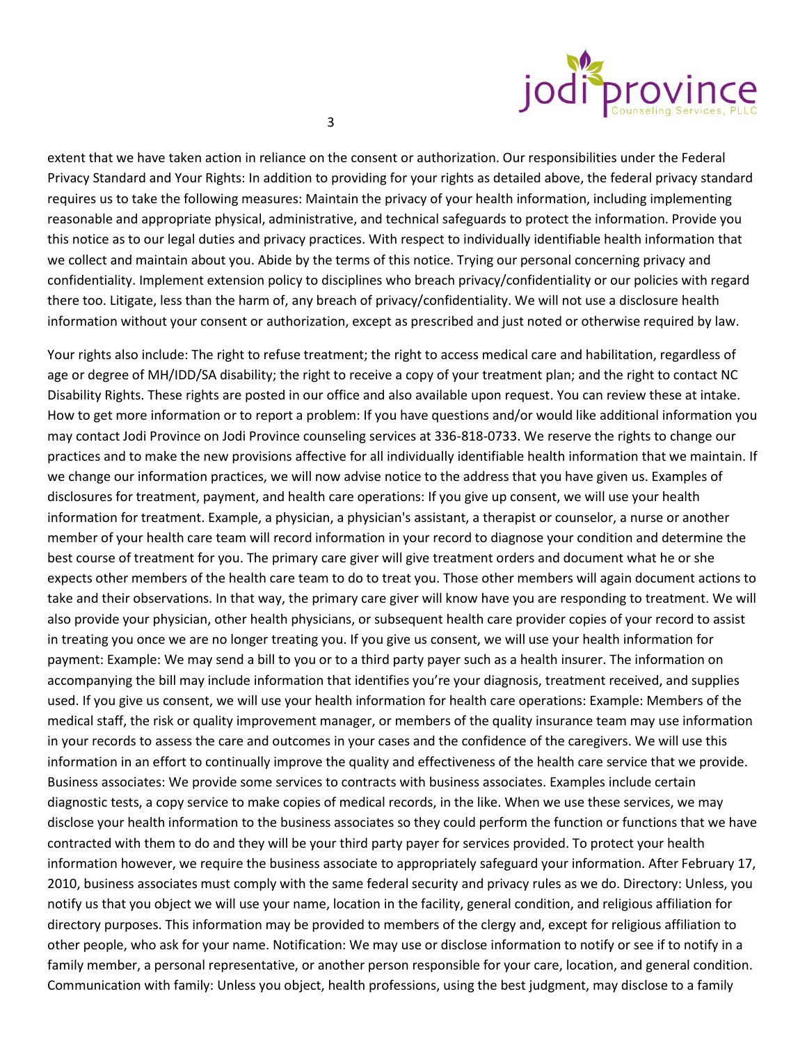extent that we have taken action in reliance on the consent or authorization. Our responsibilities under the Federal Privacy Standard and Your Rights: In addition to providing for your rights as detailed above, the federal privacy standard requires us to take the following measures: Maintain the privacy of your health information, including implementing reasonable and appropriate physical, administrative, and technical safeguards to protect the information. Provide you this notice as to our legal duties and privacy practices. With respect to individually identifiable health information that we collect and maintain about you. Abide by the terms of this notice. Trying our personal concerning privacy and confidentiality. Implement extension policy to disciplines who breach privacy/confidentiality or our policies with regard there too. Litigate, less than the harm of, any breach of privacy/confidentiality. We will not use a disclosure health information without your consent or authorization, except as prescribed and just noted or otherwise required by law.

Your rights also include: The right to refuse treatment; the right to access medical care and habilitation, regardless of age or degree of MH/IDD/SA disability; the right to receive a copy of your treatment plan; and the right to contact NC Disability Rights. These rights are posted in our office and also available upon request. You can review these at intake. How to get more information or to report a problem: If you have questions and/or would like additional information you may contact Jodi Province on Jodi Province counseling services at 336-818-0733. We reserve the rights to change our practices and to make the new provisions affective for all individually identifiable health information that we maintain. If we change our information practices, we will now advise notice to the address that you have given us. Examples of disclosures for treatment, payment, and health care operations: If you give up consent, we will use your health information for treatment. Example, a physician, a physician's assistant, a therapist or counselor, a nurse or another member of your health care team will record information in your record to diagnose your condition and determine the best course of treatment for you. The primary care giver will give treatment orders and document what he or she expects other members of the health care team to do to treat you. Those other members will again document actions to take and their observations. In that way, the primary care giver will know have you are responding to treatment. We will also provide your physician, other health physicians, or subsequent health care provider copies of your record to assist in treating you once we are no longer treating you. If you give us consent, we will use your health information for payment: Example: We may send a bill to you or to a third party payer such as a health insurer. The information on accompanying the bill may include information that identifies you're your diagnosis, treatment received, and supplies used. If you give us consent, we will use your health information for health care operations: Example: Members of the medical staff, the risk or quality improvement manager, or members of the quality insurance team may use information in your records to assess the care and outcomes in your cases and the confidence of the caregivers. We will use this information in an effort to continually improve the quality and effectiveness of the health care service that we provide. Business associates: We provide some services to contracts with business associates. Examples include certain diagnostic tests, a copy service to make copies of medical records, in the like. When we use these services, we may disclose your health information to the business associates so they could perform the function or functions that we have contracted with them to do and they will be your third party payer for services provided. To protect your health information however, we require the business associate to appropriately safeguard your information. After February 17, 2010, business associates must comply with the same federal security and privacy rules as we do. Directory: Unless, you notify us that you object we will use your name, location in the facility, general condition, and religious affiliation for directory purposes. This information may be provided to members of the clergy and, except for religious affiliation to other people, who ask for your name. Notification: We may use or disclose information to notify or see if to notify in a family member, a personal representative, or another person responsible for your care, location, and general condition. Communication with family: Unless you object, health professions, using the best judgment, may disclose to a family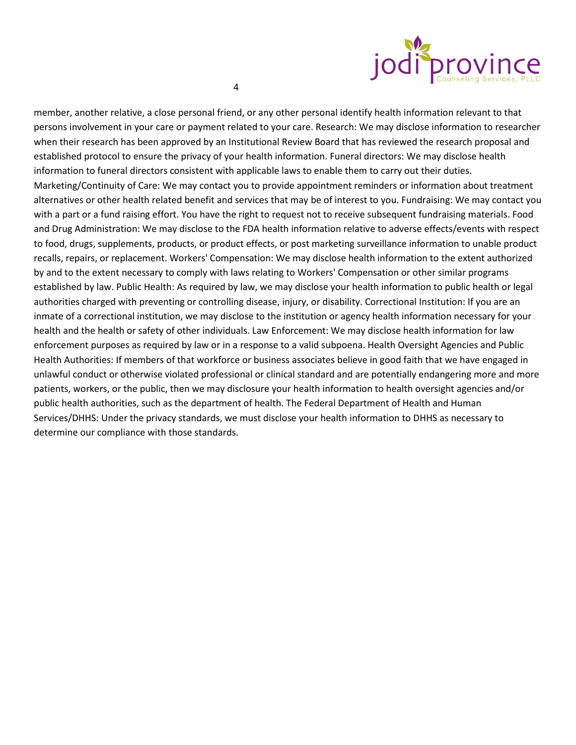member, another relative, a close personal friend, or any other personal identify health information relevant to that persons involvement in your care or payment related to your care. Research: We may disclose information to researcher when their research has been approved by an Institutional Review Board that has reviewed the research proposal and established protocol to ensure the privacy of your health information. Funeral directors: We may disclose health information to funeral directors consistent with applicable laws to enable them to carry out their duties. Marketing/Continuity of Care: We may contact you to provide appointment reminders or information about treatment alternatives or other health related benefit and services that may be of interest to you. Fundraising: We may contact you with a part or a fund raising effort. You have the right to request not to receive subsequent fundraising materials. Food and Drug Administration: We may disclose to the FDA health information relative to adverse effects/events with respect to food, drugs, supplements, products, or product effects, or post marketing surveillance information to unable product recalls, repairs, or replacement. Workers' Compensation: We may disclose health information to the extent authorized by and to the extent necessary to comply with laws relating to Workers' Compensation or other similar programs established by law. Public Health: As required by law, we may disclose your health information to public health or legal authorities charged with preventing or controlling disease, injury, or disability. Correctional Institution: If you are an inmate of a correctional institution, we may disclose to the institution or agency health information necessary for your health and the health or safety of other individuals. Law Enforcement: We may disclose health information for law enforcement purposes as required by law or in a response to a valid subpoena. Health Oversight Agencies and Public Health Authorities: If members of that workforce or business associates believe in good faith that we have engaged in unlawful conduct or otherwise violated professional or clinical standard and are potentially endangering more and more patients, workers, or the public, then we may disclosure your health information to health oversight agencies and/or public health authorities, such as the department of health. The Federal Department of Health and Human Services/DHHS: Under the privacy standards, we must disclose your health information to DHHS as necessary to determine our compliance with those standards.